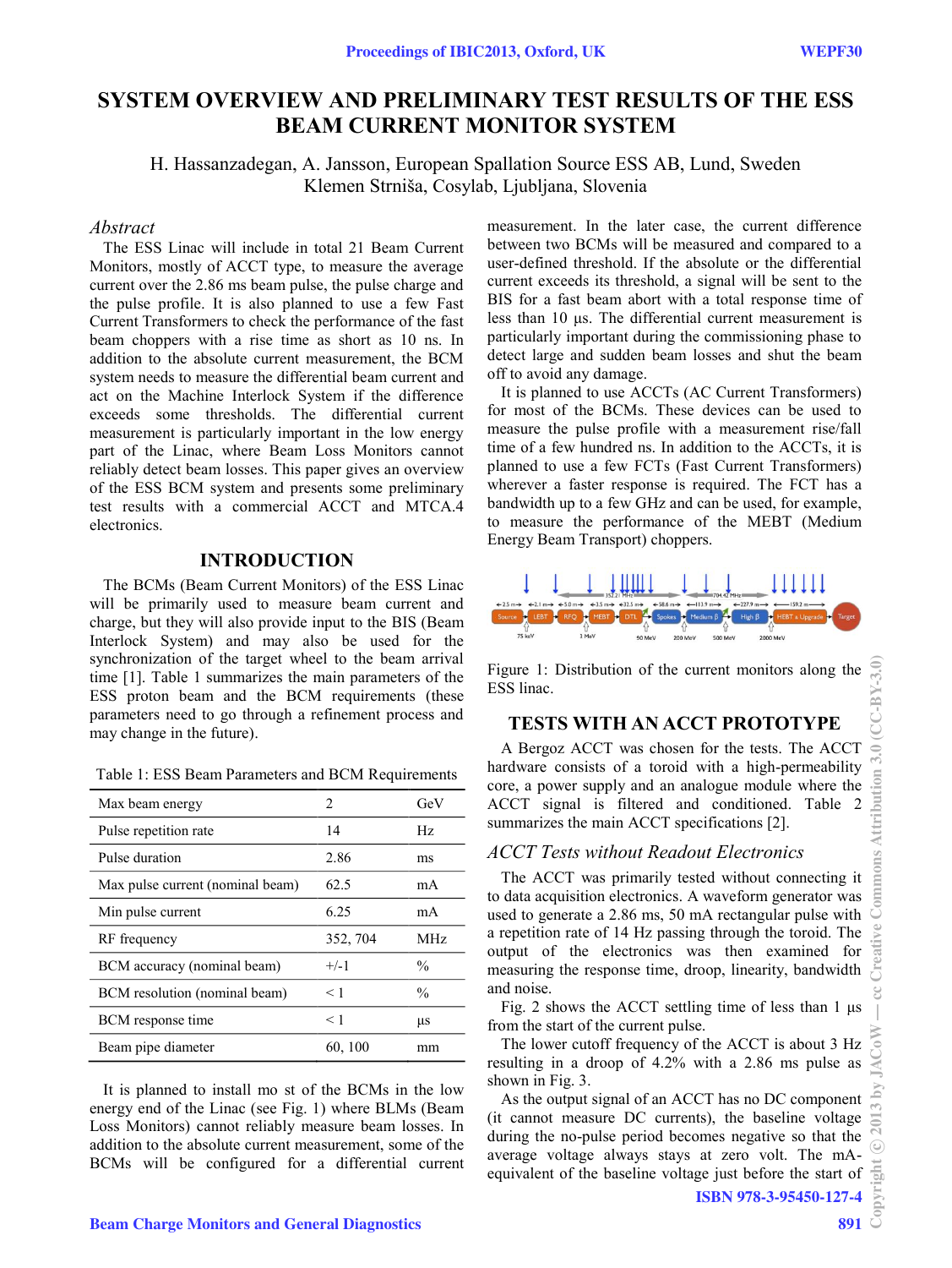# SYSTEM OVERVIEW AND PRELIMINARY TEST RESULTS OF THE ESS BEAM CURRENT MONITOR SYSTEM

H. Hassanzadegan, A. Jansson, European Spallation Source ESS AB, Lund, Sweden
Klemen Strniša, Cosylab, Ljubljana, Slovenia

## *Abstract*

The ESS Linac will include in total 21 Beam Current Monitors, mostly of ACCT type, to measure the average current over the 2.86 ms beam pulse, the pulse charge and the pulse profile. It is also planned to use a few Fast Current Transformers to check the performance of the fast beam choppers with a rise time as short as 10 ns. In addition to the absolute current measurement, the BCM system needs to measure the differential beam current and act on the Machine Interlock System if the difference exceeds some thresholds. The differential current measurement is particularly important in the low energy part of the Linac, where Beam Loss Monitors cannot reliably detect beam losses. This paper gives an overview of the ESS BCM system and presents some preliminary test results with a commercial ACCT and MTCA.4 electronics.

## INTRODUCTION

The BCMs (Beam Current Monitors) of the ESS Linac will be primarily used to measure beam current and charge, but they will also provide input to the BIS (Beam Interlock System) and may also be used for the synchronization of the target wheel to the beam arrival time [1]. Table 1 summarizes the main parameters of the ESS proton beam and the BCM requirements (these parameters need to go through a refinement process and may change in the future).

Table 1: ESS Beam Parameters and BCM Requirements

| | | |
|---|---|---|
| Max beam energy | 2 | GeV |
| Pulse repetition rate | 14 | Hz |
| Pulse duration | 2.86 | ms |
| Max pulse current (nominal beam) | 62.5 | mA |
| Min pulse current | 6.25 | mA |
| RF frequency | 352, 704 | MHz |
| BCM accuracy (nominal beam) | +/-1 | % |
| BCM resolution (nominal beam) | < 1 | % |
| BCM response time | < 1 | µs |
| Beam pipe diameter | 60, 100 | mm |

It is planned to install mo st of the BCMs in the low energy end of the Linac (see Fig. 1) where BLMs (Beam Loss Monitors) cannot reliably measure beam losses. In addition to the absolute current measurement, some of the BCMs will be configured for a differential current measurement. In the later case, the current difference between two BCMs will be measured and compared to a user-defined threshold. If the absolute or the differential current exceeds its threshold, a signal will be sent to the BIS for a fast beam abort with a total response time of less than 10 µs. The differential current measurement is particularly important during the commissioning phase to detect large and sudden beam losses and shut the beam off to avoid any damage.

It is planned to use ACCTs (AC Current Transformers) for most of the BCMs. These devices can be used to measure the pulse profile with a measurement rise/fall time of a few hundred ns. In addition to the ACCTs, it is planned to use a few FCTs (Fast Current Transformers) wherever a faster response is required. The FCT has a bandwidth up to a few GHz and can be used, for example, to measure the performance of the MEBT (Medium Energy Beam Transport) choppers.

Figure 1: Distribution of the current monitors along the ESS linac.

## TESTS WITH AN ACCT PROTOTYPE

A Bergoz ACCT was chosen for the tests. The ACCT hardware consists of a toroid with a high-permeability core, a power supply and an analogue module where the ACCT signal is filtered and conditioned. Table 2 summarizes the main ACCT specifications [2].

### *ACCT Tests without Readout Electronics*

The ACCT was primarily tested without connecting it to data acquisition electronics. A waveform generator was used to generate a 2.86 ms, 50 mA rectangular pulse with a repetition rate of 14 Hz passing through the toroid. The output of the electronics was then examined for measuring the response time, droop, linearity, bandwidth and noise.

Fig. 2 shows the ACCT settling time of less than 1 µs from the start of the current pulse.

The lower cutoff frequency of the ACCT is about 3 Hz resulting in a droop of 4.2% with a 2.86 ms pulse as shown in Fig. 3.

As the output signal of an ACCT has no DC component (it cannot measure DC currents), the baseline voltage during the no-pulse period becomes negative so that the average voltage always stays at zero volt. The mA-equivalent of the baseline voltage just before the start of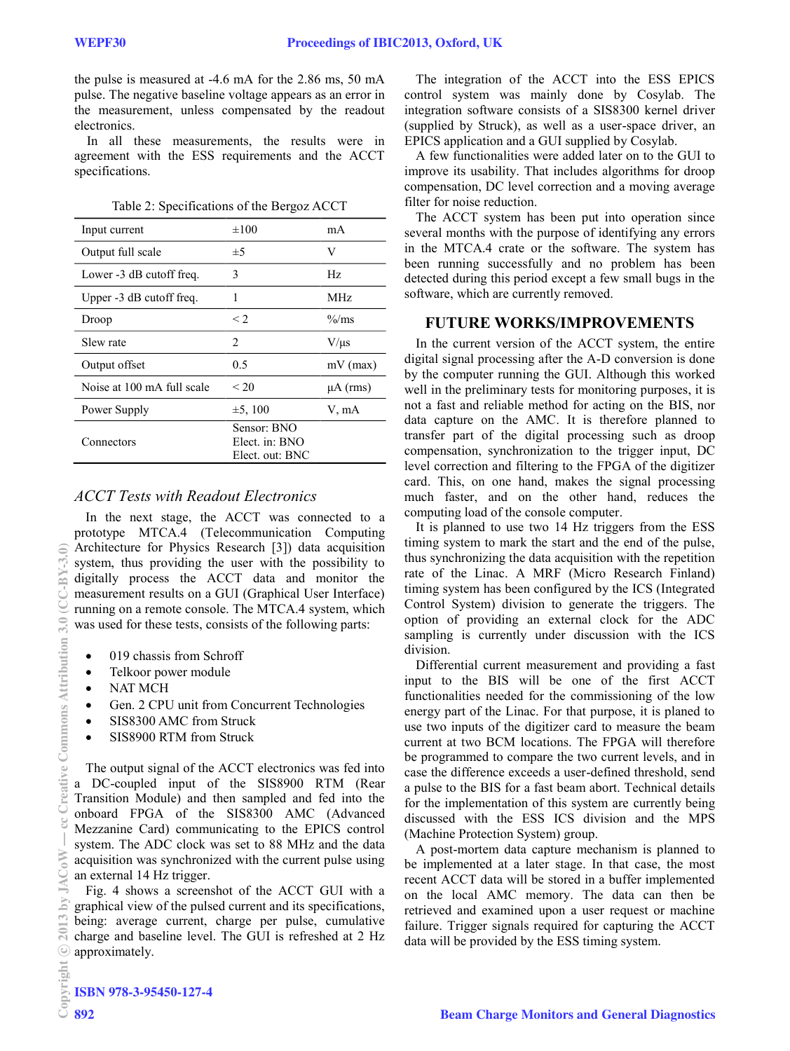the pulse is measured at -4.6 mA for the 2.86 ms, 50 mA pulse. The negative baseline voltage appears as an error in the measurement, unless compensated by the readout electronics.

In all these measurements, the results were in agreement with the ESS requirements and the ACCT specifications.

Table 2: Specifications of the Bergoz ACCT

| | | |
|---|---|---|
| Input current | ±100 | mA |
| Output full scale | ±5 | V |
| Lower -3 dB cutoff freq. | 3 | Hz |
| Upper -3 dB cutoff freq. | 1 | MHz |
| Droop | < 2 | %/ms |
| Slew rate | 2 | V/μs |
| Output offset | 0.5 | mV (max) |
| Noise at 100 mA full scale | < 20 | μA (rms) |
| Power Supply | ±5, 100 | V, mA |
| Connectors | Sensor: BNO<br>Elect. in: BNO<br>Elect. out: BNC | |

### *ACCT Tests with Readout Electronics*

In the next stage, the ACCT was connected to a prototype MTCA.4 (Telecommunication Computing Architecture for Physics Research [3]) data acquisition system, thus providing the user with the possibility to digitally process the ACCT data and monitor the measurement results on a GUI (Graphical User Interface) running on a remote console. The MTCA.4 system, which was used for these tests, consists of the following parts:

- 019 chassis from Schroff
- Telkoor power module
- NAT MCH
- Gen. 2 CPU unit from Concurrent Technologies
- SIS8300 AMC from Struck
- SIS8900 RTM from Struck

The output signal of the ACCT electronics was fed into a DC-coupled input of the SIS8900 RTM (Rear Transition Module) and then sampled and fed into the onboard FPGA of the SIS8300 AMC (Advanced Mezzanine Card) communicating to the EPICS control system. The ADC clock was set to 88 MHz and the data acquisition was synchronized with the current pulse using an external 14 Hz trigger.

Fig. 4 shows a screenshot of the ACCT GUI with a graphical view of the pulsed current and its specifications, being: average current, charge per pulse, cumulative charge and baseline level. The GUI is refreshed at 2 Hz approximately.

The integration of the ACCT into the ESS EPICS control system was mainly done by Cosylab. The integration software consists of a SIS8300 kernel driver (supplied by Struck), as well as a user-space driver, an EPICS application and a GUI supplied by Cosylab.

A few functionalities were added later on to the GUI to improve its usability. That includes algorithms for droop compensation, DC level correction and a moving average filter for noise reduction.

The ACCT system has been put into operation since several months with the purpose of identifying any errors in the MTCA.4 crate or the software. The system has been running successfully and no problem has been detected during this period except a few small bugs in the software, which are currently removed.

## FUTURE WORKS/IMPROVEMENTS

In the current version of the ACCT system, the entire digital signal processing after the A-D conversion is done by the computer running the GUI. Although this worked well in the preliminary tests for monitoring purposes, it is not a fast and reliable method for acting on the BIS, nor data capture on the AMC. It is therefore planned to transfer part of the digital processing such as droop compensation, synchronization to the trigger input, DC level correction and filtering to the FPGA of the digitizer card. This, on one hand, makes the signal processing much faster, and on the other hand, reduces the computing load of the console computer.

It is planned to use two 14 Hz triggers from the ESS timing system to mark the start and the end of the pulse, thus synchronizing the data acquisition with the repetition rate of the Linac. A MRF (Micro Research Finland) timing system has been configured by the ICS (Integrated Control System) division to generate the triggers. The option of providing an external clock for the ADC sampling is currently under discussion with the ICS division.

Differential current measurement and providing a fast input to the BIS will be one of the first ACCT functionalities needed for the commissioning of the low energy part of the Linac. For that purpose, it is planed to use two inputs of the digitizer card to measure the beam current at two BCM locations. The FPGA will therefore be programmed to compare the two current levels, and in case the difference exceeds a user-defined threshold, send a pulse to the BIS for a fast beam abort. Technical details for the implementation of this system are currently being discussed with the ESS ICS division and the MPS (Machine Protection System) group.

A post-mortem data capture mechanism is planned to be implemented at a later stage. In that case, the most recent ACCT data will be stored in a buffer implemented on the local AMC memory. The data can then be retrieved and examined upon a user request or machine failure. Trigger signals required for capturing the ACCT data will be provided by the ESS timing system.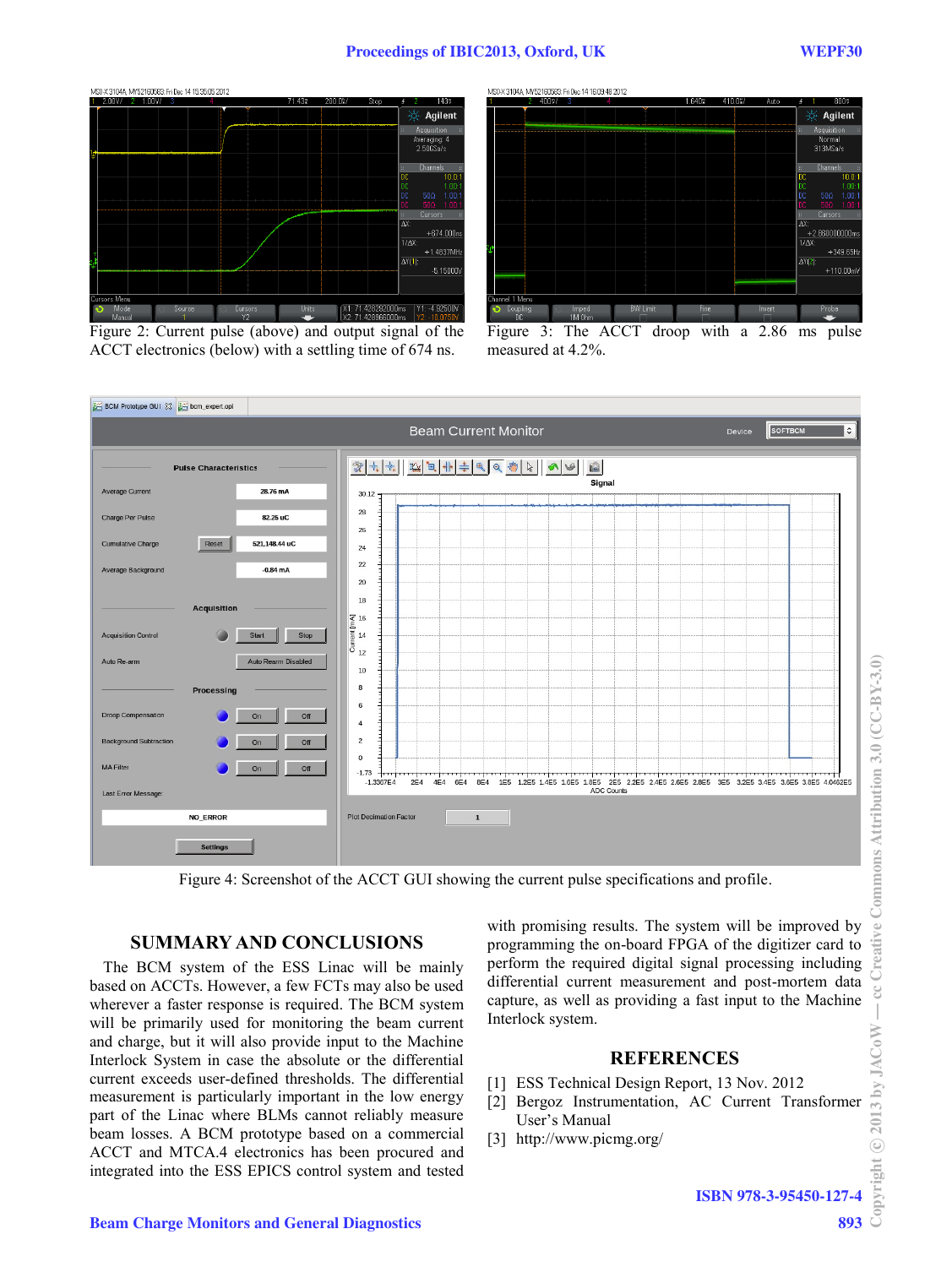Figure 2: Current pulse (above) and output signal of the ACCT electronics (below) with a settling time of 674 ns.

Figure 3: The ACCT droop with a 2.86 ms pulse measured at 4.2%.

Figure 4: Screenshot of the ACCT GUI showing the current pulse specifications and profile.

## SUMMARY AND CONCLUSIONS

The BCM system of the ESS Linac will be mainly based on ACCTs. However, a few FCTs may also be used wherever a faster response is required. The BCM system will be primarily used for monitoring the beam current and charge, but it will also provide input to the Machine Interlock System in case the absolute or the differential current exceeds user-defined thresholds. The differential measurement is particularly important in the low energy part of the Linac where BLMs cannot reliably measure beam losses. A BCM prototype based on a commercial ACCT and MTCA.4 electronics has been procured and integrated into the ESS EPICS control system and tested with promising results. The system will be improved by programming the on-board FPGA of the digitizer card to perform the required digital signal processing including differential current measurement and post-mortem data capture, as well as providing a fast input to the Machine Interlock system.

## REFERENCES

[1] ESS Technical Design Report, 13 Nov. 2012

[2] Bergoz Instrumentation, AC Current Transformer User's Manual

[3] http://www.picmg.org/